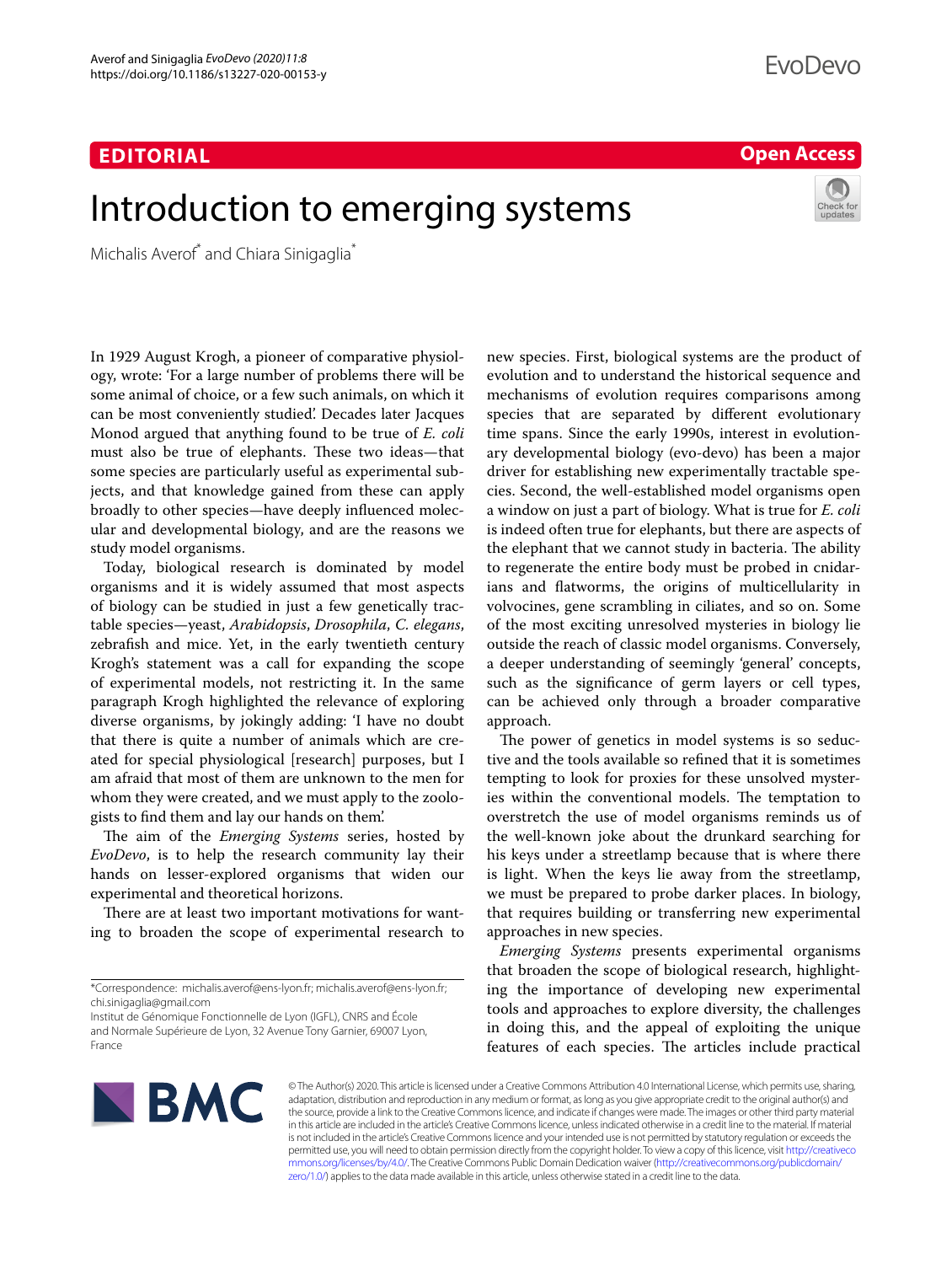EDITORIAL

Open Access

# Introduction to emerging systems

Michalis Averof* and Chiara Sinigaglia*

In 1929 August Krogh, a pioneer of comparative physiology, wrote: 'For a large number of problems there will be some animal of choice, or a few such animals, on which it can be most conveniently studied'. Decades later Jacques Monod argued that anything found to be true of *E. coli* must also be true of elephants. These two ideas—that some species are particularly useful as experimental subjects, and that knowledge gained from these can apply broadly to other species—have deeply influenced molecular and developmental biology, and are the reasons we study model organisms.

Today, biological research is dominated by model organisms and it is widely assumed that most aspects of biology can be studied in just a few genetically tractable species—yeast, *Arabidopsis*, *Drosophila*, *C. elegans*, zebrafish and mice. Yet, in the early twentieth century Krogh's statement was a call for expanding the scope of experimental models, not restricting it. In the same paragraph Krogh highlighted the relevance of exploring diverse organisms, by jokingly adding: 'I have no doubt that there is quite a number of animals which are created for special physiological [research] purposes, but I am afraid that most of them are unknown to the men for whom they were created, and we must apply to the zoologists to find them and lay our hands on them'.

The aim of the *Emerging Systems* series, hosted by *EvoDevo*, is to help the research community lay their hands on lesser-explored organisms that widen our experimental and theoretical horizons.

There are at least two important motivations for wanting to broaden the scope of experimental research to new species. First, biological systems are the product of evolution and to understand the historical sequence and mechanisms of evolution requires comparisons among species that are separated by different evolutionary time spans. Since the early 1990s, interest in evolutionary developmental biology (evo-devo) has been a major driver for establishing new experimentally tractable species. Second, the well-established model organisms open a window on just a part of biology. What is true for *E. coli* is indeed often true for elephants, but there are aspects of the elephant that we cannot study in bacteria. The ability to regenerate the entire body must be probed in cnidarians and flatworms, the origins of multicellularity in volvocines, gene scrambling in ciliates, and so on. Some of the most exciting unresolved mysteries in biology lie outside the reach of classic model organisms. Conversely, a deeper understanding of seemingly 'general' concepts, such as the significance of germ layers or cell types, can be achieved only through a broader comparative approach.

The power of genetics in model systems is so seductive and the tools available so refined that it is sometimes tempting to look for proxies for these unsolved mysteries within the conventional models. The temptation to overstretch the use of model organisms reminds us of the well-known joke about the drunkard searching for his keys under a streetlamp because that is where there is light. When the keys lie away from the streetlamp, we must be prepared to probe darker places. In biology, that requires building or transferring new experimental approaches in new species.

*Emerging Systems* presents experimental organisms that broaden the scope of biological research, highlighting the importance of developing new experimental tools and approaches to explore diversity, the challenges in doing this, and the appeal of exploiting the unique features of each species. The articles include practical

*Correspondence: michalis.averof@ens-lyon.fr; michalis.averof@ens-lyon.fr; chi.sinigaglia@gmail.com

Institut de Génomique Fonctionnelle de Lyon (IGFL), CNRS and École and Normale Supérieure de Lyon, 32 Avenue Tony Garnier, 69007 Lyon, France

© The Author(s) 2020. This article is licensed under a Creative Commons Attribution 4.0 International License, which permits use, sharing, adaptation, distribution and reproduction in any medium or format, as long as you give appropriate credit to the original author(s) and the source, provide a link to the Creative Commons licence, and indicate if changes were made. The images or other third party material in this article are included in the article's Creative Commons licence, unless indicated otherwise in a credit line to the material. If material is not included in the article's Creative Commons licence and your intended use is not permitted by statutory regulation or exceeds the permitted use, you will need to obtain permission directly from the copyright holder. To view a copy of this licence, visit http://creativecommons.org/licenses/by/4.0/. The Creative Commons Public Domain Dedication waiver (http://creativecommons.org/publicdomain/zero/1.0/) applies to the data made available in this article, unless otherwise stated in a credit line to the data.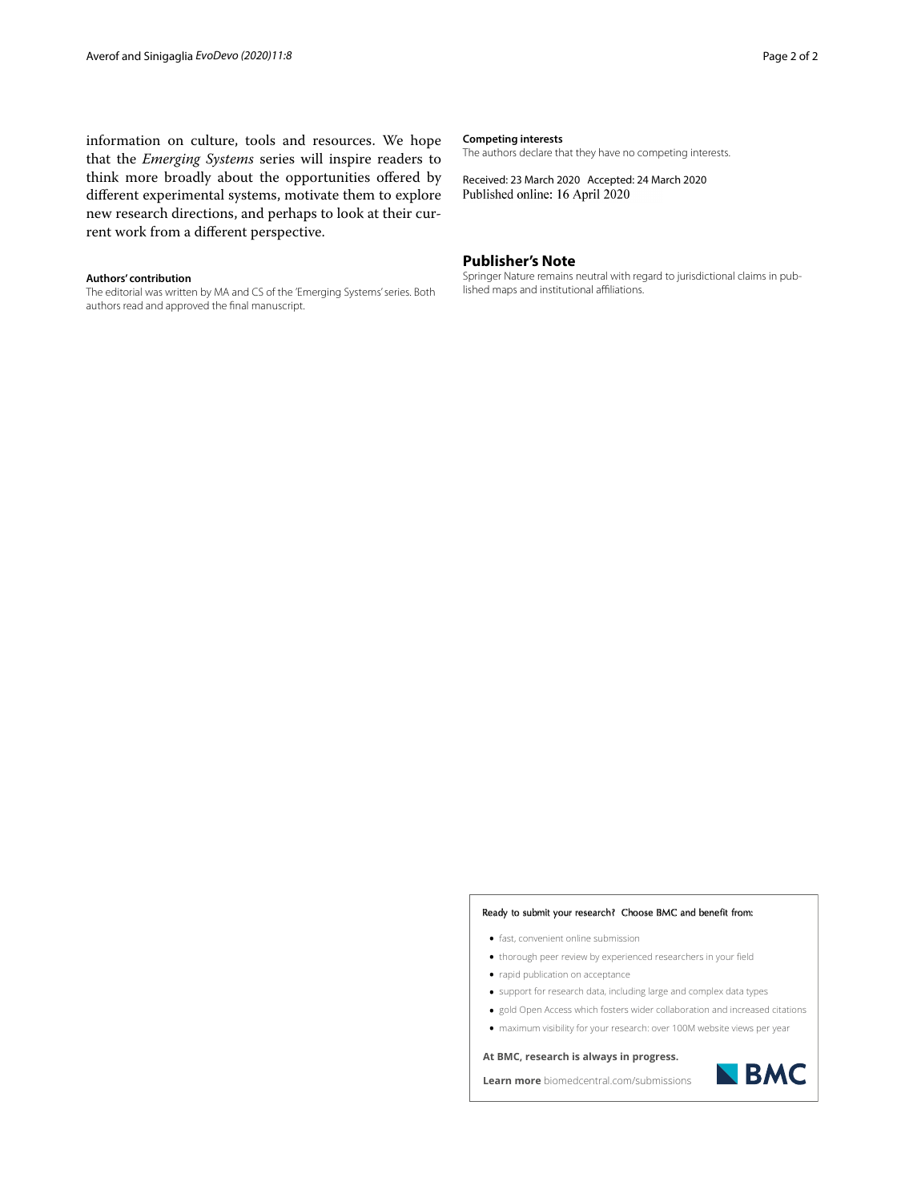information on culture, tools and resources. We hope that the *Emerging Systems* series will inspire readers to think more broadly about the opportunities offered by different experimental systems, motivate them to explore new research directions, and perhaps to look at their current work from a different perspective.

**Authors' contribution**

The editorial was written by MA and CS of the 'Emerging Systems' series. Both authors read and approved the final manuscript.

**Competing interests**

The authors declare that they have no competing interests.

Received: 23 March 2020 Accepted: 24 March 2020
Published online: 16 April 2020

## Publisher's Note

Springer Nature remains neutral with regard to jurisdictional claims in published maps and institutional affiliations.

Ready to submit your research? Choose BMC and benefit from:

- fast, convenient online submission
- thorough peer review by experienced researchers in your field
- rapid publication on acceptance
- support for research data, including large and complex data types
- gold Open Access which fosters wider collaboration and increased citations
- maximum visibility for your research: over 100M website views per year

**At BMC, research is always in progress.**

**Learn more** biomedcentral.com/submissions